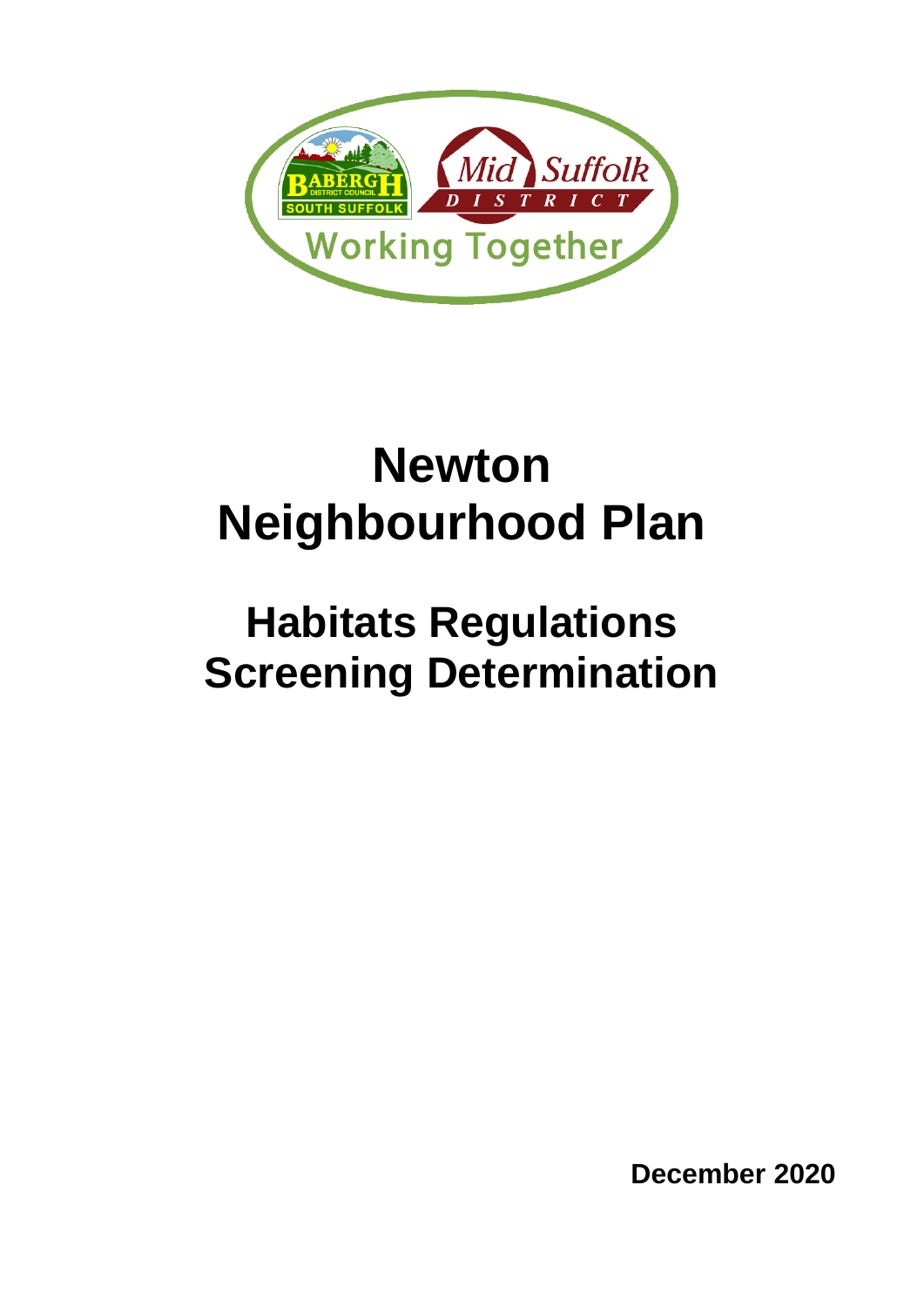# Newton Neighbourhood Plan

## Habitats Regulations Screening Determination

**December 2020**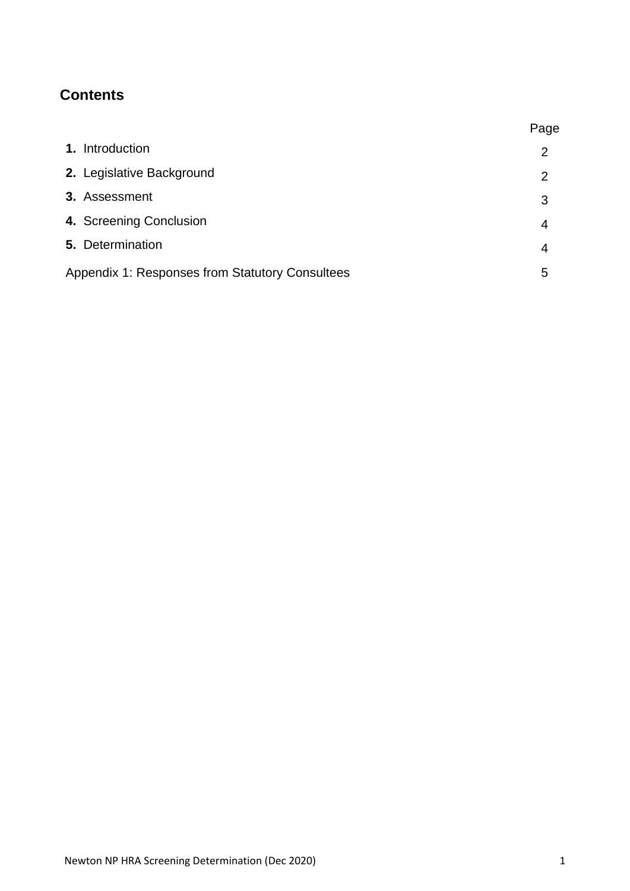## Contents

| | Page |
|---|---|
| **1.** Introduction | 2 |
| **2.** Legislative Background | 2 |
| **3.** Assessment | 3 |
| **4.** Screening Conclusion | 4 |
| **5.** Determination | 4 |
| Appendix 1: Responses from Statutory Consultees | 5 |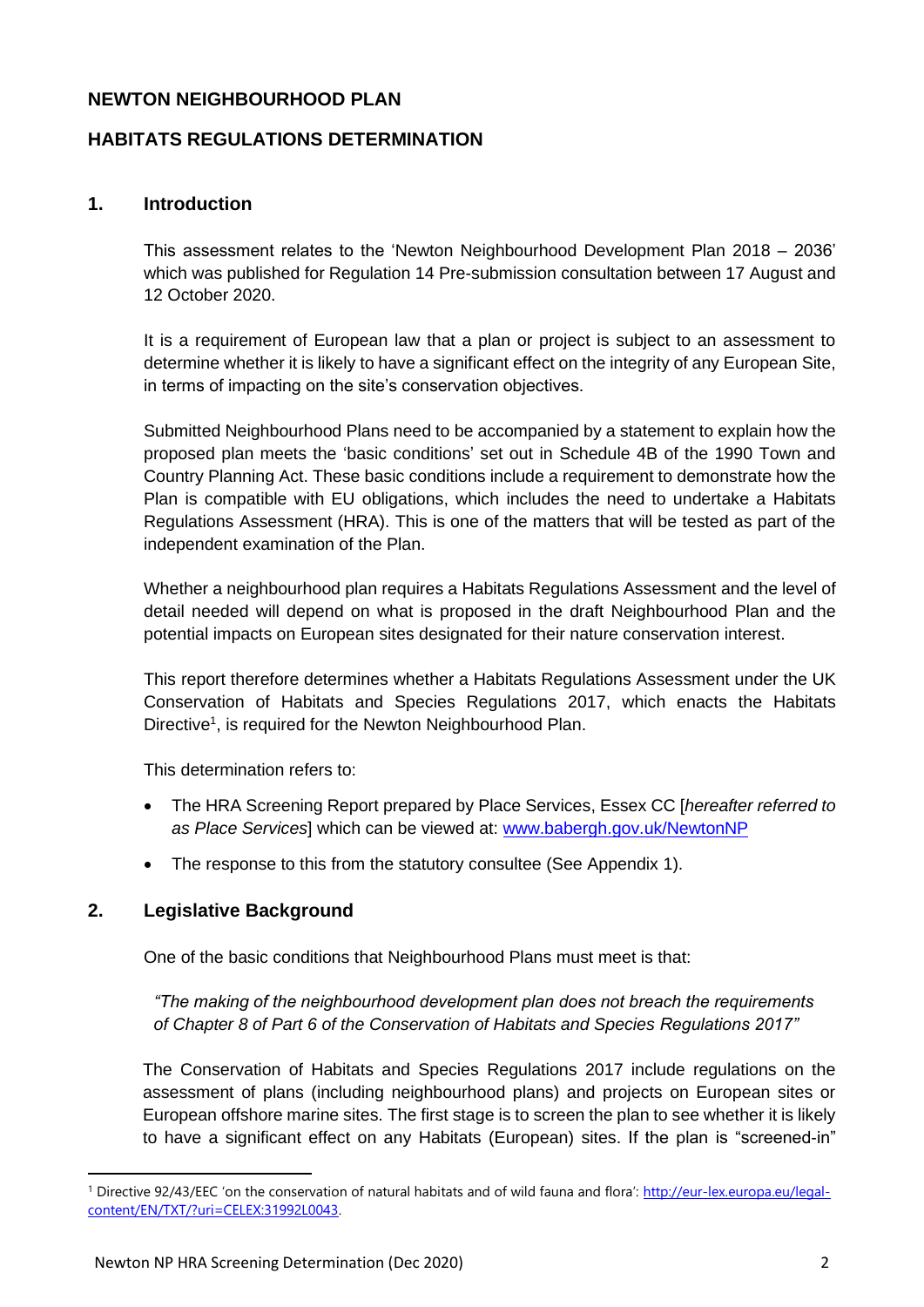## NEWTON NEIGHBOURHOOD PLAN

## HABITATS REGULATIONS DETERMINATION

### 1. Introduction

This assessment relates to the 'Newton Neighbourhood Development Plan 2018 – 2036' which was published for Regulation 14 Pre-submission consultation between 17 August and 12 October 2020.

It is a requirement of European law that a plan or project is subject to an assessment to determine whether it is likely to have a significant effect on the integrity of any European Site, in terms of impacting on the site's conservation objectives.

Submitted Neighbourhood Plans need to be accompanied by a statement to explain how the proposed plan meets the 'basic conditions' set out in Schedule 4B of the 1990 Town and Country Planning Act. These basic conditions include a requirement to demonstrate how the Plan is compatible with EU obligations, which includes the need to undertake a Habitats Regulations Assessment (HRA). This is one of the matters that will be tested as part of the independent examination of the Plan.

Whether a neighbourhood plan requires a Habitats Regulations Assessment and the level of detail needed will depend on what is proposed in the draft Neighbourhood Plan and the potential impacts on European sites designated for their nature conservation interest.

This report therefore determines whether a Habitats Regulations Assessment under the UK Conservation of Habitats and Species Regulations 2017, which enacts the Habitats Directive[1], is required for the Newton Neighbourhood Plan.

This determination refers to:

- The HRA Screening Report prepared by Place Services, Essex CC [*hereafter referred to as Place Services*] which can be viewed at: www.babergh.gov.uk/NewtonNP
- The response to this from the statutory consultee (See Appendix 1).

### 2. Legislative Background

One of the basic conditions that Neighbourhood Plans must meet is that:

*"The making of the neighbourhood development plan does not breach the requirements of Chapter 8 of Part 6 of the Conservation of Habitats and Species Regulations 2017"*

The Conservation of Habitats and Species Regulations 2017 include regulations on the assessment of plans (including neighbourhood plans) and projects on European sites or European offshore marine sites. The first stage is to screen the plan to see whether it is likely to have a significant effect on any Habitats (European) sites. If the plan is "screened-in"

[1] Directive 92/43/EEC 'on the conservation of natural habitats and of wild fauna and flora': http://eur-lex.europa.eu/legal-content/EN/TXT/?uri=CELEX:31992L0043.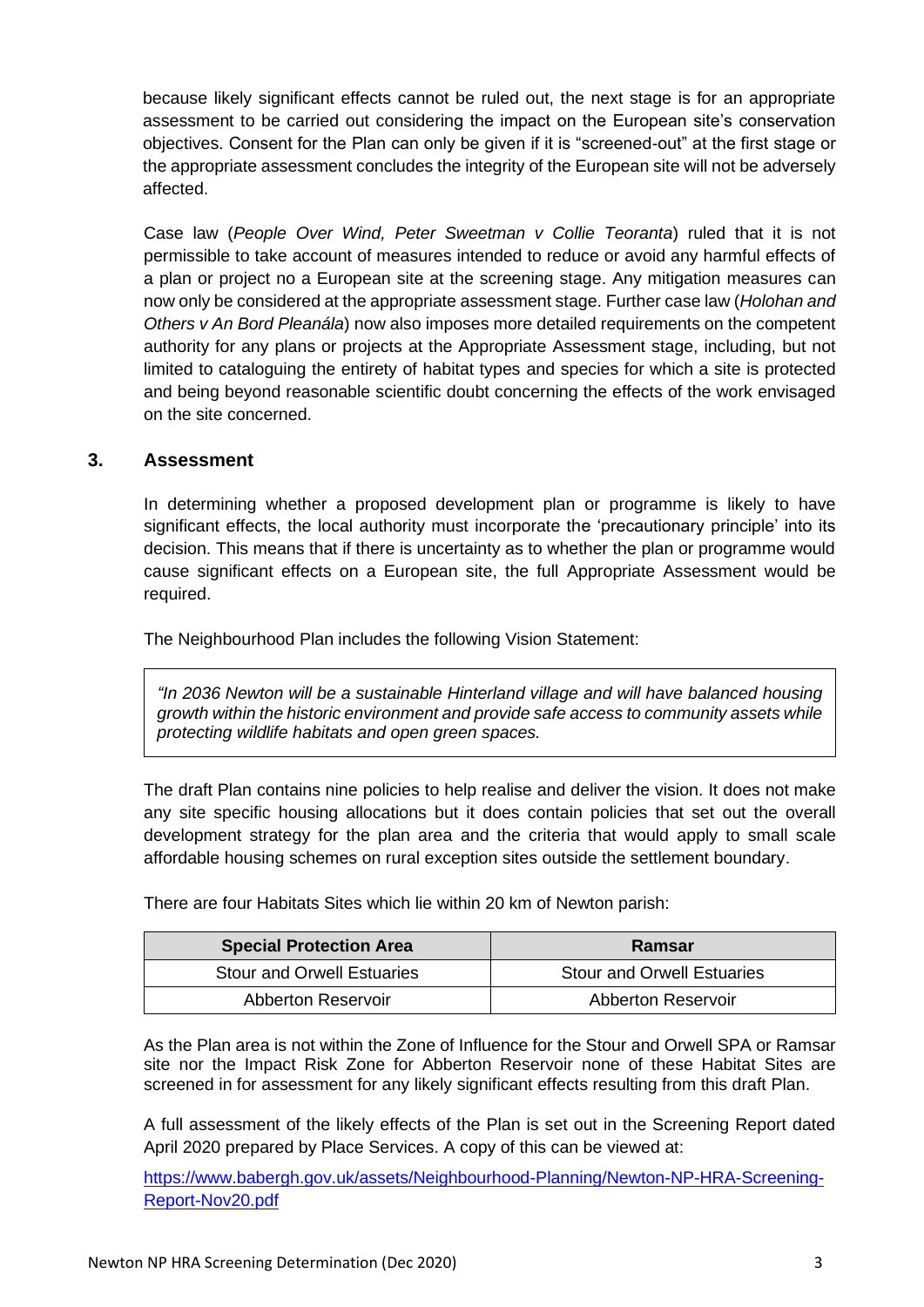because likely significant effects cannot be ruled out, the next stage is for an appropriate assessment to be carried out considering the impact on the European site's conservation objectives. Consent for the Plan can only be given if it is "screened-out" at the first stage or the appropriate assessment concludes the integrity of the European site will not be adversely affected.

Case law (*People Over Wind, Peter Sweetman v Collie Teoranta*) ruled that it is not permissible to take account of measures intended to reduce or avoid any harmful effects of a plan or project no a European site at the screening stage. Any mitigation measures can now only be considered at the appropriate assessment stage. Further case law (*Holohan and Others v An Bord Pleanála*) now also imposes more detailed requirements on the competent authority for any plans or projects at the Appropriate Assessment stage, including, but not limited to cataloguing the entirety of habitat types and species for which a site is protected and being beyond reasonable scientific doubt concerning the effects of the work envisaged on the site concerned.

## 3. Assessment

In determining whether a proposed development plan or programme is likely to have significant effects, the local authority must incorporate the 'precautionary principle' into its decision. This means that if there is uncertainty as to whether the plan or programme would cause significant effects on a European site, the full Appropriate Assessment would be required.

The Neighbourhood Plan includes the following Vision Statement:

> *"In 2036 Newton will be a sustainable Hinterland village and will have balanced housing growth within the historic environment and provide safe access to community assets while protecting wildlife habitats and open green spaces.*

The draft Plan contains nine policies to help realise and deliver the vision. It does not make any site specific housing allocations but it does contain policies that set out the overall development strategy for the plan area and the criteria that would apply to small scale affordable housing schemes on rural exception sites outside the settlement boundary.

There are four Habitats Sites which lie within 20 km of Newton parish:

| Special Protection Area | Ramsar |
|---|---|
| Stour and Orwell Estuaries | Stour and Orwell Estuaries |
| Abberton Reservoir | Abberton Reservoir |

As the Plan area is not within the Zone of Influence for the Stour and Orwell SPA or Ramsar site nor the Impact Risk Zone for Abberton Reservoir none of these Habitat Sites are screened in for assessment for any likely significant effects resulting from this draft Plan.

A full assessment of the likely effects of the Plan is set out in the Screening Report dated April 2020 prepared by Place Services. A copy of this can be viewed at:

[https://www.babergh.gov.uk/assets/Neighbourhood-Planning/Newton-NP-HRA-Screening-Report-Nov20.pdf](https://www.babergh.gov.uk/assets/Neighbourhood-Planning/Newton-NP-HRA-Screening-Report-Nov20.pdf)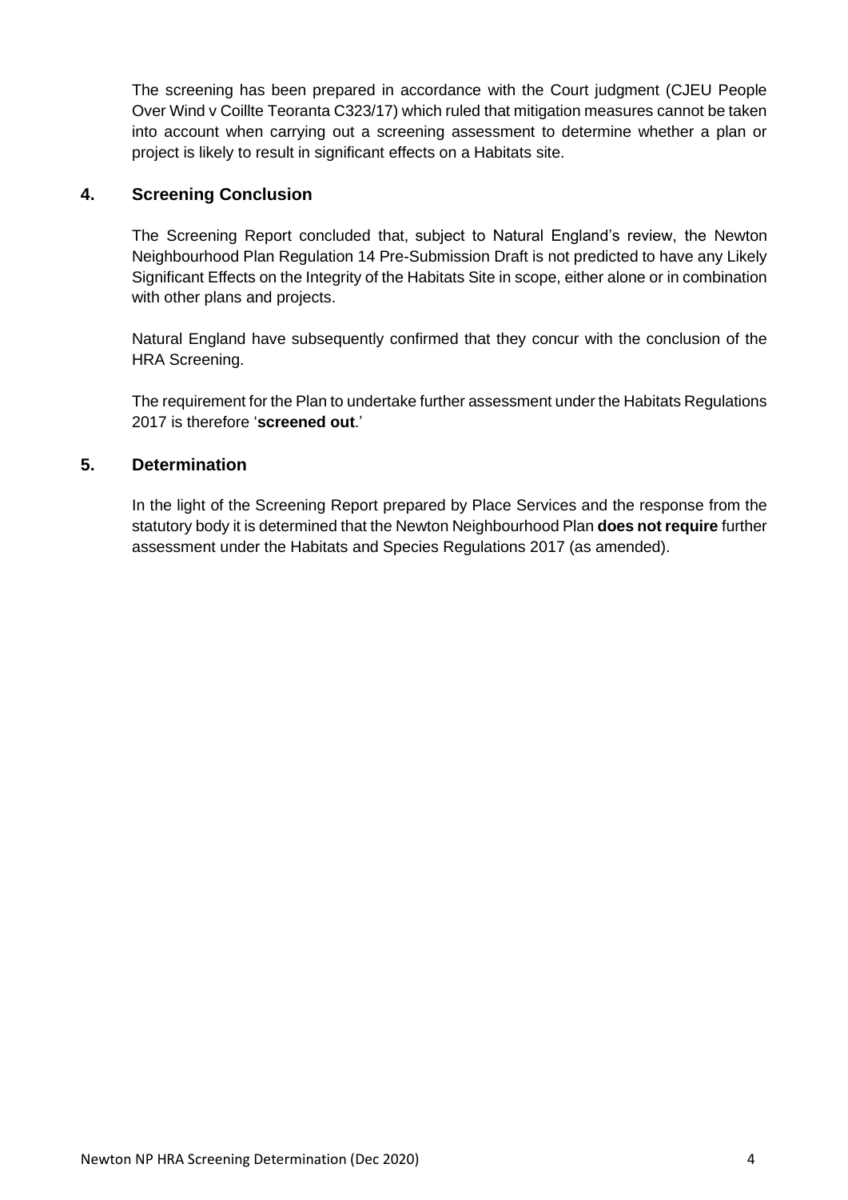The screening has been prepared in accordance with the Court judgment (CJEU People Over Wind v Coillte Teoranta C323/17) which ruled that mitigation measures cannot be taken into account when carrying out a screening assessment to determine whether a plan or project is likely to result in significant effects on a Habitats site.

## 4. Screening Conclusion

The Screening Report concluded that, subject to Natural England's review, the Newton Neighbourhood Plan Regulation 14 Pre-Submission Draft is not predicted to have any Likely Significant Effects on the Integrity of the Habitats Site in scope, either alone or in combination with other plans and projects.

Natural England have subsequently confirmed that they concur with the conclusion of the HRA Screening.

The requirement for the Plan to undertake further assessment under the Habitats Regulations 2017 is therefore '**screened out**.'

## 5. Determination

In the light of the Screening Report prepared by Place Services and the response from the statutory body it is determined that the Newton Neighbourhood Plan **does not require** further assessment under the Habitats and Species Regulations 2017 (as amended).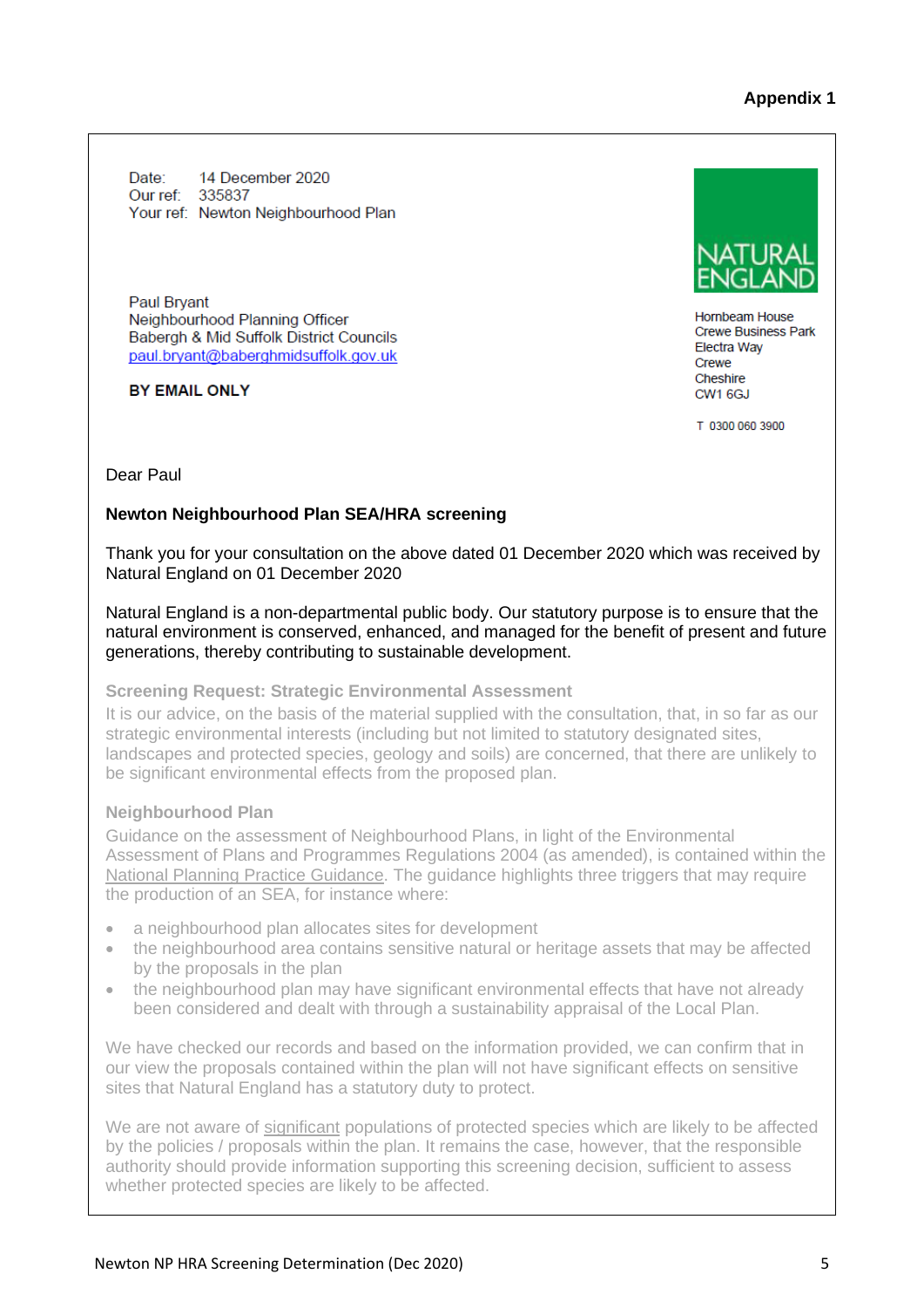**Appendix 1**

Date: 14 December 2020
Our ref: 335837
Your ref: Newton Neighbourhood Plan

NATURAL ENGLAND

Hornbeam House
Crewe Business Park
Electra Way
Crewe
Cheshire
CW1 6GJ

T 0300 060 3900

Paul Bryant
Neighbourhood Planning Officer
Babergh & Mid Suffolk District Councils
paul.bryant@baberghmidsuffolk.gov.uk

**BY EMAIL ONLY**

Dear Paul

**Newton Neighbourhood Plan SEA/HRA screening**

Thank you for your consultation on the above dated 01 December 2020 which was received by Natural England on 01 December 2020

Natural England is a non-departmental public body. Our statutory purpose is to ensure that the natural environment is conserved, enhanced, and managed for the benefit of present and future generations, thereby contributing to sustainable development.

**Screening Request: Strategic Environmental Assessment**

It is our advice, on the basis of the material supplied with the consultation, that, in so far as our strategic environmental interests (including but not limited to statutory designated sites, landscapes and protected species, geology and soils) are concerned, that there are unlikely to be significant environmental effects from the proposed plan.

**Neighbourhood Plan**

Guidance on the assessment of Neighbourhood Plans, in light of the Environmental Assessment of Plans and Programmes Regulations 2004 (as amended), is contained within the National Planning Practice Guidance. The guidance highlights three triggers that may require the production of an SEA, for instance where:

- a neighbourhood plan allocates sites for development
- the neighbourhood area contains sensitive natural or heritage assets that may be affected by the proposals in the plan
- the neighbourhood plan may have significant environmental effects that have not already been considered and dealt with through a sustainability appraisal of the Local Plan.

We have checked our records and based on the information provided, we can confirm that in our view the proposals contained within the plan will not have significant effects on sensitive sites that Natural England has a statutory duty to protect.

We are not aware of significant populations of protected species which are likely to be affected by the policies / proposals within the plan. It remains the case, however, that the responsible authority should provide information supporting this screening decision, sufficient to assess whether protected species are likely to be affected.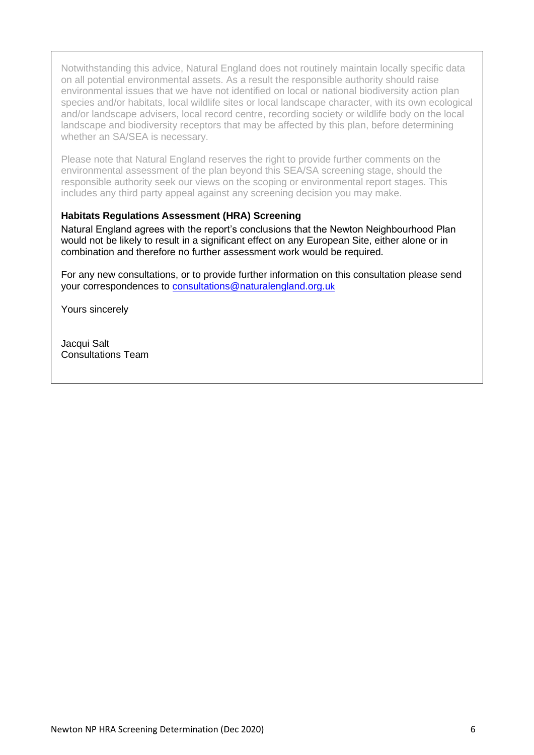Notwithstanding this advice, Natural England does not routinely maintain locally specific data on all potential environmental assets. As a result the responsible authority should raise environmental issues that we have not identified on local or national biodiversity action plan species and/or habitats, local wildlife sites or local landscape character, with its own ecological and/or landscape advisers, local record centre, recording society or wildlife body on the local landscape and biodiversity receptors that may be affected by this plan, before determining whether an SA/SEA is necessary.

Please note that Natural England reserves the right to provide further comments on the environmental assessment of the plan beyond this SEA/SA screening stage, should the responsible authority seek our views on the scoping or environmental report stages. This includes any third party appeal against any screening decision you may make.

**Habitats Regulations Assessment (HRA) Screening**

Natural England agrees with the report's conclusions that the Newton Neighbourhood Plan would not be likely to result in a significant effect on any European Site, either alone or in combination and therefore no further assessment work would be required.

For any new consultations, or to provide further information on this consultation please send your correspondences to consultations@naturalengland.org.uk

Yours sincerely

Jacqui Salt
Consultations Team